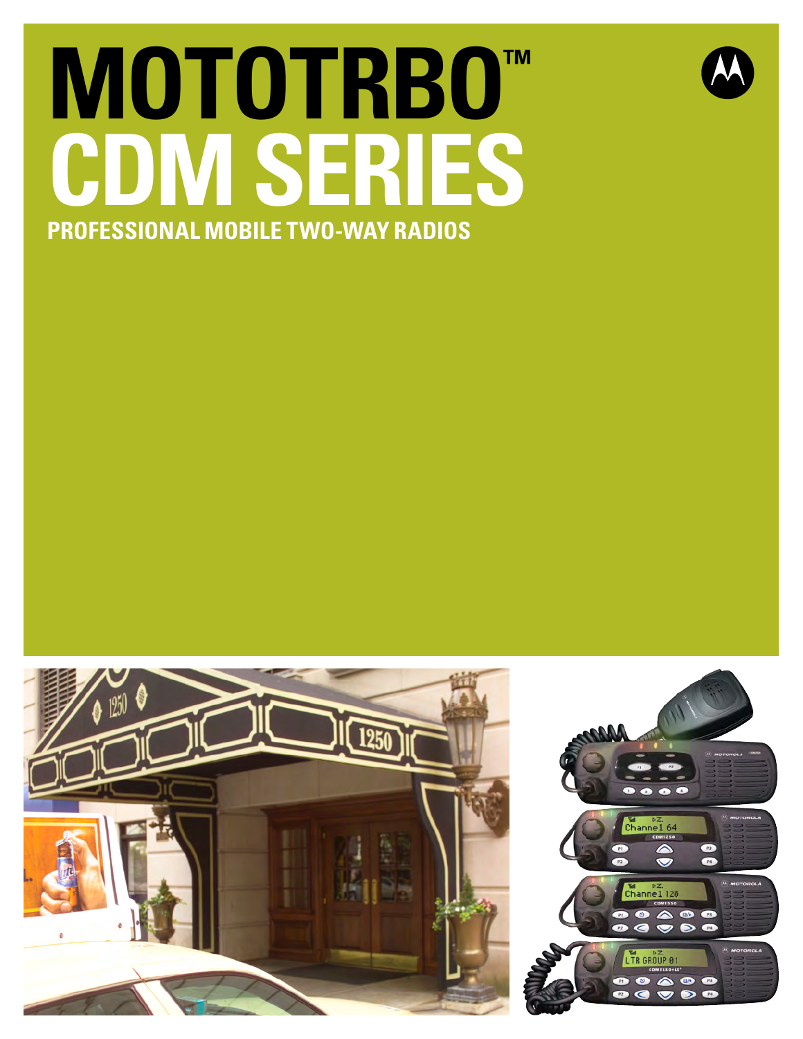# MOTOTRBO™ CDM SERIES

## PROFESSIONAL MOBILE TWO-WAY RADIOS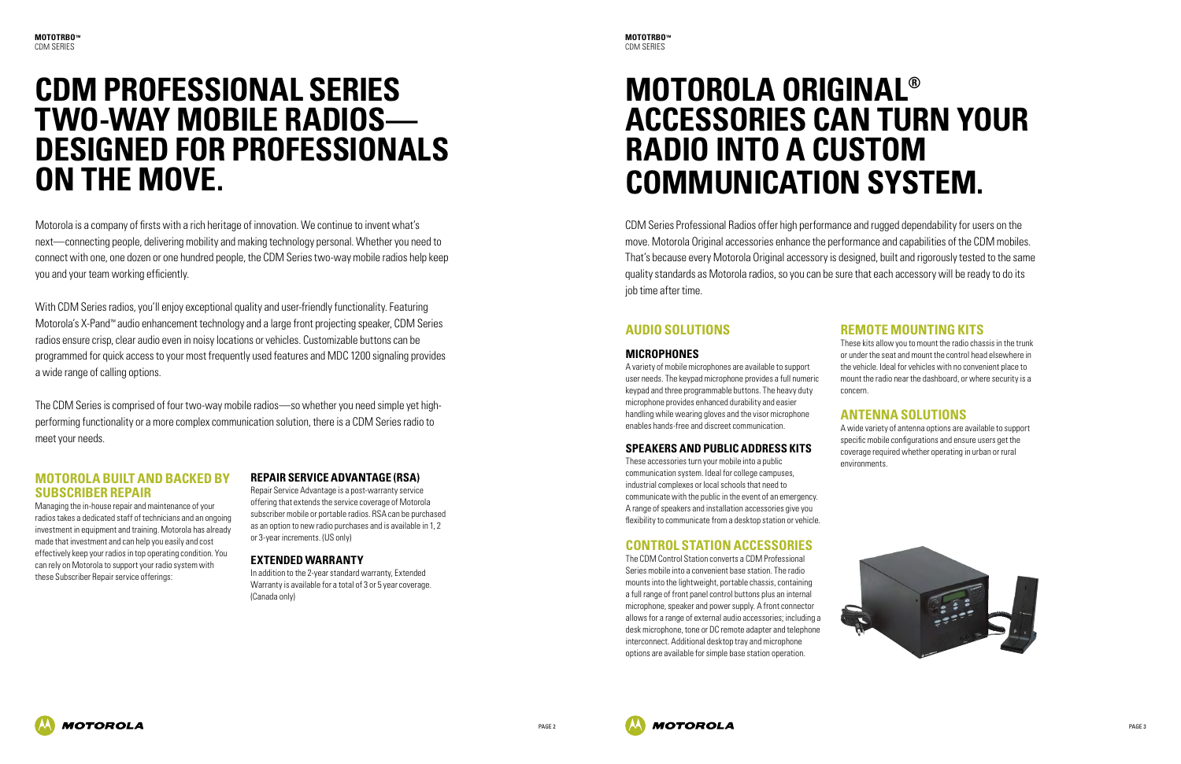# CDM PROFESSIONAL SERIES TWO-WAY MOBILE RADIOS—DESIGNED FOR PROFESSIONALS ON THE MOVE.

Motorola is a company of firsts with a rich heritage of innovation. We continue to invent what's next—connecting people, delivering mobility and making technology personal. Whether you need to connect with one, one dozen or one hundred people, the CDM Series two-way mobile radios help keep you and your team working efficiently.

With CDM Series radios, you'll enjoy exceptional quality and user-friendly functionality. Featuring Motorola's X-Pand™ audio enhancement technology and a large front projecting speaker, CDM Series radios ensure crisp, clear audio even in noisy locations or vehicles. Customizable buttons can be programmed for quick access to your most frequently used features and MDC 1200 signaling provides a wide range of calling options.

The CDM Series is comprised of four two-way mobile radios—so whether you need simple yet high-performing functionality or a more complex communication solution, there is a CDM Series radio to meet your needs.

## MOTOROLA BUILT AND BACKED BY SUBSCRIBER REPAIR

Managing the in-house repair and maintenance of your radios takes a dedicated staff of technicians and an ongoing investment in equipment and training. Motorola has already made that investment and can help you easily and cost effectively keep your radios in top operating condition. You can rely on Motorola to support your radio system with these Subscriber Repair service offerings:

### REPAIR SERVICE ADVANTAGE (RSA)

Repair Service Advantage is a post-warranty service offering that extends the service coverage of Motorola subscriber mobile or portable radios. RSA can be purchased as an option to new radio purchases and is available in 1, 2 or 3-year increments. (US only)

### EXTENDED WARRANTY

In addition to the 2-year standard warranty, Extended Warranty is available for a total of 3 or 5 year coverage. (Canada only)

# MOTOROLA ORIGINAL® ACCESSORIES CAN TURN YOUR RADIO INTO A CUSTOM COMMUNICATION SYSTEM.

CDM Series Professional Radios offer high performance and rugged dependability for users on the move. Motorola Original accessories enhance the performance and capabilities of the CDM mobiles. That's because every Motorola Original accessory is designed, built and rigorously tested to the same quality standards as Motorola radios, so you can be sure that each accessory will be ready to do its job time after time.

## AUDIO SOLUTIONS

### MICROPHONES

A variety of mobile microphones are available to support user needs. The keypad microphone provides a full numeric keypad and three programmable buttons. The heavy duty microphone provides enhanced durability and easier handling while wearing gloves and the visor microphone enables hands-free and discreet communication.

### SPEAKERS AND PUBLIC ADDRESS KITS

These accessories turn your mobile into a public communication system. Ideal for college campuses, industrial complexes or local schools that need to communicate with the public in the event of an emergency. A range of speakers and installation accessories give you flexibility to communicate from a desktop station or vehicle.

## CONTROL STATION ACCESSORIES

The CDM Control Station converts a CDM Professional Series mobile into a convenient base station. The radio mounts into the lightweight, portable chassis, containing a full range of front panel control buttons plus an internal microphone, speaker and power supply. A front connector allows for a range of external audio accessories; including a desk microphone, tone or DC remote adapter and telephone interconnect. Additional desktop tray and microphone options are available for simple base station operation.

## REMOTE MOUNTING KITS

These kits allow you to mount the radio chassis in the trunk or under the seat and mount the control head elsewhere in the vehicle. Ideal for vehicles with no convenient place to mount the radio near the dashboard, or where security is a concern.

## ANTENNA SOLUTIONS

A wide variety of antenna options are available to support specific mobile configurations and ensure users get the coverage required whether operating in urban or rural environments.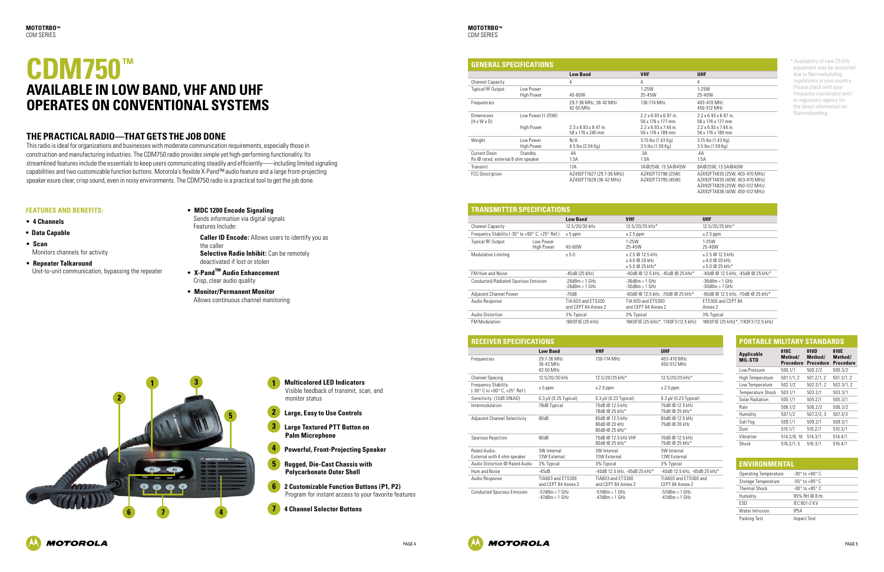# CDM750™

## AVAILABLE IN LOW BAND, VHF AND UHF OPERATES ON CONVENTIONAL SYSTEMS

## THE PRACTICAL RADIO—THAT GETS THE JOB DONE

This radio is ideal for organizations and businesses with moderate communication requirements, especially those in construction and manufacturing industries. The CDM750 radio provides simple yet high-performing functionality. Its streamlined features include the essentials to keep users communicating steadily and efficiently——including limited signaling capabilities and two customizable function buttons. Motorola's flexible X-Pand™ audio feature and a large front-projecting speaker esure clear, crisp sound, even in noisy environments. The CDM750 radio is a practical tool to get the job done.

### FEATURES AND BENEFITS:

- **4 Channels**
- **Data Capable**
- **Scan**
  Monitors channels for activity
- **Repeater Talkaround**
  Unit-to-unit communication, bypassing the repeater
- **MDC 1200 Encode Signaling**
  Sends information via digital signals
  Features Include:
  - **Caller ID Encode:** Allows users to identify you as the caller
  - **Selective Radio Inhibit:** Can be remotely deactivated if lost or stolen
- **X-Pand™ Audio Enhancement**
  Crisp, clear audio quality
- **Monitor/Permanent Monitor**
  Allows continuous channel monitoring

1. **Multicolored LED Indicators**
   Visible feedback of transmit, scan, and monitor status
2. **Large, Easy to Use Controls**
3. **Large Textured PTT Button on Palm Microphone**
4. **Powerful, Front-Projecting Speaker**
5. **Rugged, Die-Cast Chassis with Polycarbonate Outer Shell**
6. **2 Customizable Function Buttons (P1, P2)**
   Program for instant access to your favorite features
7. **4 Channel Selector Buttons**

## GENERAL SPECIFICATIONS

| | | Low Band | VHF | UHF |
|---|---|---|---|---|
| Channel Capacity | | 4 | 4 | 4 |
| Typical RF Output | Low Power<br>High Power | <br>40-60W | 1-25W<br>25-45W | 1-25W<br>25-40W |
| Frequencies | | 29.7-36 MHz, 36-42 MHz<br>42-50 MHz | 136-174 MHz | 403-470 MHz<br>450-512 MHz |
| Dimensions (H x W x D) | Low Power (1-25W) | | 2.2 x 6.93 x 6.97 in.<br>56 x 176 x 177 mm | 2.2 x 6.93 x 6.97 in.<br>56 x 176 x 177 mm |
| | High Power | 2.3 x 6.93 x 9.47 in.<br>58 x 176 x 240 mm | 2.2 x 6.93 x 7.44 in.<br>56 x 176 x 189 mm | 2.2 x 6.93 x 7.44 in.<br>56 x 176 x 189 mm |
| Weight | Low Power<br>High Power | N/A<br>4.5 lbs (2.04 Kg) | 3.15 lbs (1.43 Kg)<br>3.5 lbs (1.59 Kg) | 3.15 lbs (1.43 Kg)<br>3.5 lbs (1.59 Kg) |
| Current Drain<br>Rx @ rated, external 8 ohm speaker | Standby | .4A<br>1.5A | .3A<br>1.5A | .4A<br>1.5A |
| Transmit | | 17A | 7A@25W, 13.5A@45W | 8A@25W, 13.5A@40W |
| FCC Description | | AZ492FT1627 (29.7-36 MHz)<br>AZ492FT1628 (36-42 MHz) | AZ492FT3796 (25W)<br>AZ492FT3795 (45W) | AZ492FT4835 (25W, 403-470 MHz)<br>AZ492FT4830 (40W, 403-470 MHz)<br>AZ492FT4829 (25W, 450-512 MHz)<br>AZ492FT4836 (40W, 450-512 MHz) |

* Availability of new 25 kHz equipment may be restricted due to Narrowbanding regulations in your country. Please check with your frequency coordinator and/or regulatory agency for the latest information on Narrowbanding.

## TRANSMITTER SPECIFICATIONS

| | | Low Band | VHF | UHF |
|---|---|---|---|---|
| Channel Capacity | | 12.5/20/30 kHz | 12.5/20/25 kHz* | 12.5/20/25 kHz* |
| Frequency Stability (-30° to +60° C, +25° Ref.) | | ± 5 ppm | ± 2.5 ppm | ± 2.5 ppm |
| Typical RF Output | Low Power<br>High Power | <br>40-60W | 1-25W<br>25-45W | 1-25W<br>25-40W |
| Modulation Limiting | | ± 5.0 | ± 2.5 @ 12.5 kHz<br>± 4.0 @ 20 kHz<br>± 5.0 @ 25 kHz* | ± 2.5 @ 12.5 kHz<br>± 4.0 @ 20 kHz<br>± 5.0 @ 25 kHz* |
| FM Hum and Noise | | -45dB (25 kHz) | -40dB @ 12.5 kHz, -45dB @ 25 kHz* | -40dB @ 12.5 kHz, -45dB @ 25 kHz* |
| Conducted/Radiated Spurious Emission | | -26dBm < 1 GHz<br>-26dBm > 1 GHz | -36dBm < 1 GHz<br>-30dBm > 1 GHz | -36dBm < 1 GHz<br>-30dBm > 1 GHz |
| Adjacent Channel Power | | -70dB | -60dB @ 12.5 kHz, -70dB @ 25 kHz* | -60dB @ 12.5 kHz, -70dB @ 25 kHz* |
| Audio Response | | TIA 603 and ETS300 and CEPT 84 Annex 2 | TIA 603 and ETS300 and CEPT 84 Annex 2 | ETS300 and CEPT 84 Annex 2 |
| Audio Distortion | | 3% Typical | 3% Typical | 3% Typical |
| FM Modulation | | 16K0F3E (25 kHz) | 16K0F3E (25 kHz)*, 11K0F3 (12.5 kHz) | 16K0F3E (25 kHz)*, 11K0F3 (12.5 kHz) |

## RECEIVER SPECIFICATIONS

| | Low Band | VHF | UHF |
|---|---|---|---|
| Frequencies | 29.7-36 MHz<br>36-42 MHz<br>42-50 MHz | 136-174 MHz | 403-470 MHz<br>450-512 MHz |
| Channel Spacing | 12.5/20/30 kHz | 12.5/20/25 kHz* | 12.5/20/25 kHz* |
| Frequency Stability (-30° C to +60° C, +25° Ref.) | ± 5 ppm | ± 2.5 ppm | ± 2.5 ppm |
| Sensitivity: (12dB SINAD) | 0.3 µV (0.25 Typical) | 0.3 µV (0.23 Typical) | 0.3 µV (0.23 Typical) |
| Intermodulation | 78dB Typical | 75dB @ 12.5 kHz<br>78dB @ 25 kHz* | 75dB @ 12.5 kHz<br>75dB @ 25 kHz* |
| Adjacent Channel Selectivity | 80dB | 65dB @ 12.5 kHz<br>80dB @ 20 kHz<br>80dB @ 25 kHz* | 65dB @ 12.5 kHz<br>75dB @ 20 kHz |
| Spurious Rejection | 80dB | 75dB @ 12.5 kHz VHF<br>80dB @ 25 kHz* | 70dB @ 12.5 kHz<br>75dB @ 25 kHz* |
| Rated Audio:<br>External with 4 ohm speaker | 3W Internal<br>13W External | 3W Internal<br>13W External | 3W Internal<br>13W External |
| Audio Distortion @ Rated Audio | 3% Typical | 3% Typical | 3% Typical |
| Hum and Noise | -45dB | -40dB 12.5 kHz, -45dB 25 kHz* | -40dB 12.5 kHz, -45dB 25 kHz* |
| Audio Response | TIA603 and ETS300 and CEPT 84 Annex 2 | TIA603 and ETS300 and CEPT 84 Annex 2 | TIA603 and ETS300 and CEPT 84 Annex 2 |
| Conducted Spurious Emission | -57dBm < 1 GHz<br>-47dBm > 1 GHz | -57dBm < 1 GHz<br>-47dBm > 1 GHz | -57dBm < 1 GHz<br>-47dBm > 1 GHz |

## PORTABLE MILITARY STANDARDS

| Applicable MIL-STD | 810C Method/ Procedure | 810D Method/ Procedure | 810E Method/ Procedure |
|---|---|---|---|
| Low Pressure | 500.1/1 | 500.2/2 | 500.3/2 |
| High Temperature | 501.1/1, 2 | 501.2/1, 2 | 501.3/1, 2 |
| Low Temperature | 502.1/2 | 502.2/1, 2 | 502.3/1, 2 |
| Temperature Shock | 503.1/1 | 503.2/1 | 503.3/1 |
| Solar Radiation | 505.1/1 | 505.2/1 | 505.3/1 |
| Rain | 506.1/2 | 506.2/2 | 506.3/2 |
| Humidity | 507.1/2 | 507.2/2, 3 | 507.3/3 |
| Salt Fog | 509.1/1 | 509.2/1 | 509.3/1 |
| Dust | 510.1/1 | 510.2/1 | 510.3/1 |
| Vibration | 514.2/8, 10 | 514.3/1 | 514.4/1 |
| Shock | 516.2/1, 5 | 516.3/1 | 516.4/1 |

## ENVIRONMENTAL

| | |
|---|---|
| Operating Temperature | -30° to +60° C |
| Storage Temperature | -55° to +85° C |
| Thermal Shock | -40° to +85° C |
| Humidity | 95% RH @ 8 Hr |
| ESD | IEC 801-2 KV |
| Water Intrusion | IP54 |
| Packing Test | Impact Test |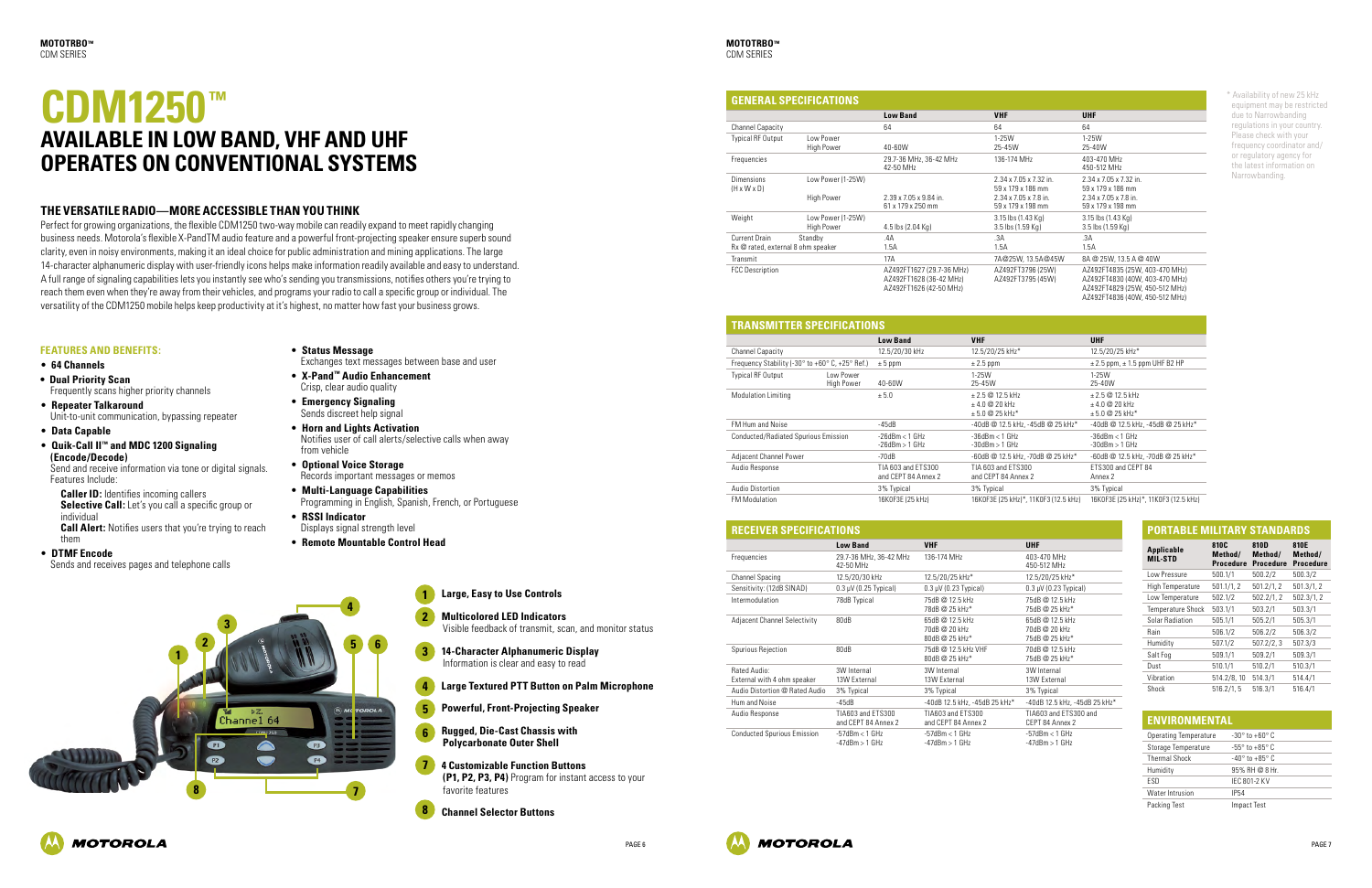# CDM1250™

## AVAILABLE IN LOW BAND, VHF AND UHF OPERATES ON CONVENTIONAL SYSTEMS

### THE VERSATILE RADIO—MORE ACCESSIBLE THAN YOU THINK

Perfect for growing organizations, the flexible CDM1250 two-way mobile can readily expand to meet rapidly changing business needs. Motorola's flexible X-PandTM audio feature and a powerful front-projecting speaker ensure superb sound clarity, even in noisy environments, making it an ideal choice for public administration and mining applications. The large 14-character alphanumeric display with user-friendly icons helps make information readily available and easy to understand. A full range of signaling capabilities lets you instantly see who's sending you transmissions, notifies others you're trying to reach them even when they're away from their vehicles, and programs your radio to call a specific group or individual. The versatility of the CDM1250 mobile helps keep productivity at it's highest, no matter how fast your business grows.

### FEATURES AND BENEFITS:

- **64 Channels**
- **Dual Priority Scan**
  Frequently scans higher priority channels
- **Repeater Talkaround**
  Unit-to-unit communication, bypassing repeater
- **Data Capable**
- **Quik-Call II™ and MDC 1200 Signaling (Encode/Decode)**
  Send and receive information via tone or digital signals. Features Include:
  - **Caller ID:** Identifies incoming callers
  - **Selective Call:** Let's you call a specific group or individual
  - **Call Alert:** Notifies users that you're trying to reach them
- **DTMF Encode**
  Sends and receives pages and telephone calls
- **Status Message**
  Exchanges text messages between base and user
- **X-Pand™ Audio Enhancement**
  Crisp, clear audio quality
- **Emergency Signaling**
  Sends discreet help signal
- **Horn and Lights Activation**
  Notifies user of call alerts/selective calls when away from vehicle
- **Optional Voice Storage**
  Records important messages or memos
- **Multi-Language Capabilities**
  Programming in English, Spanish, French, or Portuguese
- **RSSI Indicator**
  Displays signal strength level
- **Remote Mountable Control Head**

1. **Large, Easy to Use Controls**
2. **Multicolored LED Indicators**
   Visible feedback of transmit, scan, and monitor status
3. **14-Character Alphanumeric Display**
   Information is clear and easy to read
4. **Large Textured PTT Button on Palm Microphone**
5. **Powerful, Front-Projecting Speaker**
6. **Rugged, Die-Cast Chassis with Polycarbonate Outer Shell**
7. **4 Customizable Function Buttons (P1, P2, P3, P4)** Program for instant access to your favorite features
8. **Channel Selector Buttons**

### GENERAL SPECIFICATIONS

| | | Low Band | VHF | UHF |
|---|---|---|---|---|
| Channel Capacity | | 64 | 64 | 64 |
| Typical RF Output | Low Power / High Power | 40-60W | 1-25W / 25-45W | 1-25W / 25-40W |
| Frequencies | | 29.7-36 MHz, 36-42 MHz 42-50 MHz | 136-174 MHz | 403-470 MHz 450-512 MHz |
| Dimensions (H x W x D) | Low Power (1-25W) | | 2.34 x 7.05 x 7.32 in. 59 x 179 x 186 mm | 2.34 x 7.05 x 7.32 in. 59 x 179 x 186 mm |
| | High Power | 2.39 x 7.05 x 9.84 in. 61 x 179 x 250 mm | 2.34 x 7.05 x 7.8 in. 59 x 179 x 198 mm | 2.34 x 7.05 x 7.8 in. 59 x 179 x 198 mm |
| Weight | Low Power (1-25W) | | 3.15 lbs (1.43 Kg) | 3.15 lbs (1.43 Kg) |
| | High Power | 4.5 lbs (2.04 Kg) | 3.5 lbs (1.59 Kg) | 3.5 lbs (1.59 Kg) |
| Current Drain | Standby | .4A | .3A | .3A |
| Rx @ rated, external 8 ohm speaker | | 1.5A | 1.5A | 1.5A |
| Transmit | | 17A | 7A@25W, 13.5A@45W | 8A @ 25W, 13.5 A @ 40W |
| FCC Description | | AZ492FT1627 (29.7-36 MHz) AZ492FT1628 (36-42 MHz) AZ492FT1626 (42-50 MHz) | AZ492FT3796 (25W) AZ492FT3795 (45W) | AZ492FT4835 (25W, 403-470 MHz) AZ492FT4830 (40W, 403-470 MHz) AZ492FT4829 (25W, 450-512 MHz) AZ492FT4836 (40W, 450-512 MHz) |

\* Availability of new 25 kHz equipment may be restricted due to Narrowbanding regulations in your country. Please check with your frequency coordinator and/or regulatory agency for the latest information on Narrowbanding.

### TRANSMITTER SPECIFICATIONS

| | | Low Band | VHF | UHF |
|---|---|---|---|---|
| Channel Capacity | | 12.5/20/30 kHz | 12.5/20/25 kHz* | 12.5/20/25 kHz* |
| Frequency Stability (-30° to +60° C, +25° Ref.) | | ± 5 ppm | ± 2.5 ppm | ± 2.5 ppm, ± 1.5 ppm UHF B2 HP |
| Typical RF Output | Low Power / High Power | 40-60W | 1-25W / 25-45W | 1-25W / 25-40W |
| Modulation Limiting | | ± 5.0 | ± 2.5 @ 12.5 kHz ± 4.0 @ 20 kHz ± 5.0 @ 25 kHz* | ± 2.5 @ 12.5 kHz ± 4.0 @ 20 kHz ± 5.0 @ 25 kHz* |
| FM Hum and Noise | | -45dB | -40dB @ 12.5 kHz, -45dB @ 25 kHz* | -40dB @ 12.5 kHz, -45dB @ 25 kHz* |
| Conducted/Radiated Spurious Emission | | -26dBm < 1 GHz -26dBm > 1 GHz | -36dBm < 1 GHz -30dBm > 1 GHz | -36dBm < 1 GHz -30dBm > 1 GHz |
| Adjacent Channel Power | | -70dB | -60dB @ 12.5 kHz, -70dB @ 25 kHz* | -60dB @ 12.5 kHz, -70dB @ 25 kHz* |
| Audio Response | | TIA 603 and ETS300 and CEPT 84 Annex 2 | TIA 603 and ETS300 and CEPT 84 Annex 2 | ETS300 and CEPT 84 Annex 2 |
| Audio Distortion | | 3% Typical | 3% Typical | 3% Typical |
| FM Modulation | | 16K0F3E (25 kHz) | 16K0F3E (25 kHz)*, 11K0F3 (12.5 kHz) | 16K0F3E (25 kHz)*, 11K0F3 (12.5 kHz) |

### RECEIVER SPECIFICATIONS

| | Low Band | VHF | UHF |
|---|---|---|---|
| Frequencies | 29.7-36 MHz, 36-42 MHz 42-50 MHz | 136-174 MHz | 403-470 MHz 450-512 MHz |
| Channel Spacing | 12.5/20/30 kHz | 12.5/20/25 kHz* | 12.5/20/25 kHz* |
| Sensitivity: (12dB SINAD) | 0.3 µV (0.25 Typical) | 0.3 µV (0.23 Typical) | 0.3 µV (0.23 Typical) |
| Intermodulation | 78dB Typical | 75dB @ 12.5 kHz 78dB @ 25 kHz* | 75dB @ 12.5 kHz 75dB @ 25 kHz* |
| Adjacent Channel Selectivity | 80dB | 65dB @ 12.5 kHz 70dB @ 20 kHz 80dB @ 25 kHz* | 65dB @ 12.5 kHz 70dB @ 20 kHz 75dB @ 25 kHz* |
| Spurious Rejection | 80dB | 75dB @ 12.5 kHz VHF 80dB @ 25 kHz* | 70dB @ 12.5 kHz 75dB @ 25 kHz* |
| Rated Audio: External with 4 ohm speaker | 3W Internal 13W External | 3W Internal 13W External | 3W Internal 13W External |
| Audio Distortion @ Rated Audio | 3% Typical | 3% Typical | 3% Typical |
| Hum and Noise | -45dB | -40dB 12.5 kHz, -45dB 25 kHz* | -40dB 12.5 kHz, -45dB 25 kHz* |
| Audio Response | TIA603 and ETS300 and CEPT 84 Annex 2 | TIA603 and ETS300 and CEPT 84 Annex 2 | TIA603 and ETS300 and CEPT 84 Annex 2 |
| Conducted Spurious Emission | -57dBm < 1 GHz -47dBm > 1 GHz | -57dBm < 1 GHz -47dBm > 1 GHz | -57dBm < 1 GHz -47dBm > 1 GHz |

### PORTABLE MILITARY STANDARDS

| Applicable MIL-STD | 810C Method/ Procedure | 810D Method/ Procedure | 810E Method/ Procedure |
|---|---|---|---|
| Low Pressure | 500.1/1 | 500.2/2 | 500.3/2 |
| High Temperature | 501.1/1, 2 | 501.2/1, 2 | 501.3/1, 2 |
| Low Temperature | 502.1/2 | 502.2/1, 2 | 502.3/1, 2 |
| Temperature Shock | 503.1/1 | 503.2/1 | 503.3/1 |
| Solar Radiation | 505.1/1 | 505.2/1 | 505.3/1 |
| Rain | 506.1/2 | 506.2/2 | 506.3/2 |
| Humidity | 507.1/2 | 507.2/2, 3 | 507.3/3 |
| Salt Fog | 509.1/1 | 509.2/1 | 509.3/1 |
| Dust | 510.1/1 | 510.2/1 | 510.3/1 |
| Vibration | 514.2/8, 10 | 514.3/1 | 514.4/1 |
| Shock | 516.2/1, 5 | 516.3/1 | 516.4/1 |

### ENVIRONMENTAL

| | |
|---|---|
| Operating Temperature | -30° to +60° C |
| Storage Temperature | -55° to +85° C |
| Thermal Shock | -40° to +85° C |
| Humidity | 95% RH @ 8 Hr |
| ESD | IEC 801-2 KV |
| Water Intrusion | IP54 |
| Packing Test | Impact Test |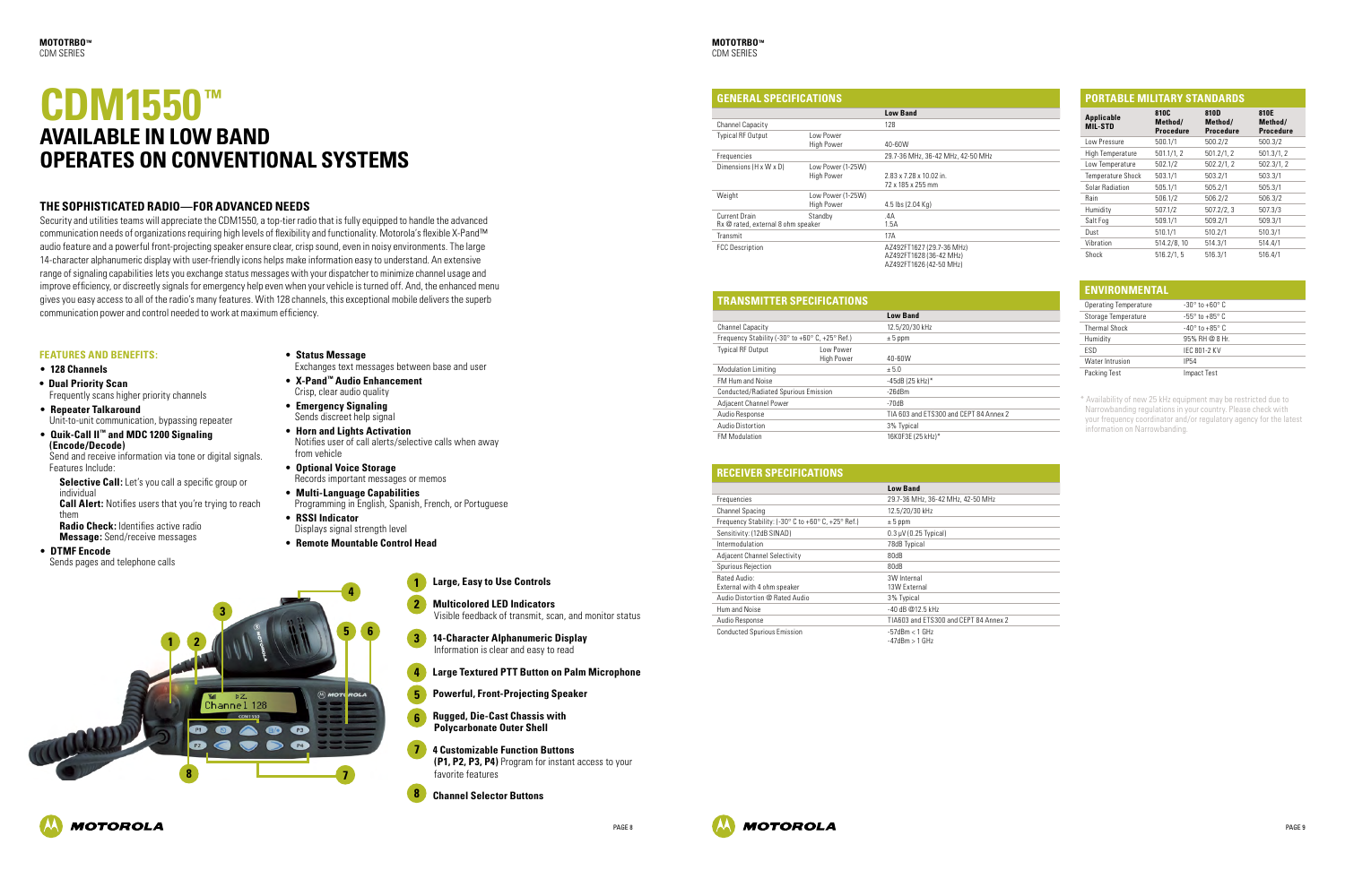# CDM1550™

## AVAILABLE IN LOW BAND
## OPERATES ON CONVENTIONAL SYSTEMS

### THE SOPHISTICATED RADIO—FOR ADVANCED NEEDS

Security and utilities teams will appreciate the CDM1550, a top-tier radio that is fully equipped to handle the advanced communication needs of organizations requiring high levels of flexibility and functionality. Motorola's flexible X-Pand™ audio feature and a powerful front-projecting speaker ensure clear, crisp sound, even in noisy environments. The large 14-character alphanumeric display with user-friendly icons helps make information easy to understand. An extensive range of signaling capabilities lets you exchange status messages with your dispatcher to minimize channel usage and improve efficiency, or discreetly signals for emergency help even when your vehicle is turned off. And, the enhanced menu gives you easy access to all of the radio's many features. With 128 channels, this exceptional mobile delivers the superb communication power and control needed to work at maximum efficiency.

#### FEATURES AND BENEFITS:

- **128 Channels**
- **Dual Priority Scan**
  Frequently scans higher priority channels
- **Repeater Talkaround**
  Unit-to-unit communication, bypassing repeater
- **Quik-Call II™ and MDC 1200 Signaling (Encode/Decode)**
  Send and receive information via tone or digital signals. Features Include:
  - **Selective Call:** Let's you call a specific group or individual
  - **Call Alert:** Notifies users that you're trying to reach them
  - **Radio Check:** Identifies active radio
  - **Message:** Send/receive messages
- **DTMF Encode**
  Sends pages and telephone calls
- **Status Message**
  Exchanges text messages between base and user
- **X-Pand™ Audio Enhancement**
  Crisp, clear audio quality
- **Emergency Signaling**
  Sends discreet help signal
- **Horn and Lights Activation**
  Notifies user of call alerts/selective calls when away from vehicle
- **Optional Voice Storage**
  Records important messages or memos
- **Multi-Language Capabilities**
  Programming in English, Spanish, French, or Portuguese
- **RSSI Indicator**
  Displays signal strength level
- **Remote Mountable Control Head**

1. **Large, Easy to Use Controls**
2. **Multicolored LED Indicators**
   Visible feedback of transmit, scan, and monitor status
3. **14-Character Alphanumeric Display**
   Information is clear and easy to read
4. **Large Textured PTT Button on Palm Microphone**
5. **Powerful, Front-Projecting Speaker**
6. **Rugged, Die-Cast Chassis with Polycarbonate Outer Shell**
7. **4 Customizable Function Buttons (P1, P2, P3, P4)** Program for instant access to your favorite features
8. **Channel Selector Buttons**

### GENERAL SPECIFICATIONS

| | | Low Band |
|---|---|---|
| Channel Capacity | | 128 |
| Typical RF Output | Low Power<br>High Power | 40-60W |
| Frequencies | | 29.7-36 MHz, 36-42 MHz, 42-50 MHz |
| Dimensions (H x W x D) | Low Power (1-25W)<br>High Power | 2.83 x 7.28 x 10.02 in.<br>72 x 185 x 255 mm |
| Weight | Low Power (1-25W)<br>High Power | 4.5 lbs (2.04 Kg) |
| Current Drain<br>Rx @ rated, external 8 ohm speaker | Standby | .4A<br>1.5A |
| Transmit | | 17A |
| FCC Description | | AZ492FT1627 (29.7-36 MHz)<br>AZ492FT1628 (36-42 MHz)<br>AZ492FT1626 (42-50 MHz) |

### TRANSMITTER SPECIFICATIONS

| | | Low Band |
|---|---|---|
| Channel Capacity | | 12.5/20/30 kHz |
| Frequency Stability (-30° to +60° C, +25° Ref.) | | ± 5 ppm |
| Typical RF Output | Low Power<br>High Power | 40-60W |
| Modulation Limiting | | ± 5.0 |
| FM Hum and Noise | | -45dB (25 kHz)* |
| Conducted/Radiated Spurious Emission | | -26dBm |
| Adjacent Channel Power | | -70dB |
| Audio Response | | TIA 603 and ETS300 and CEPT 84 Annex 2 |
| Audio Distortion | | 3% Typical |
| FM Modulation | | 16K0F3E (25 kHz)* |

### RECEIVER SPECIFICATIONS

| | Low Band |
|---|---|
| Frequencies | 29.7-36 MHz, 36-42 MHz, 42-50 MHz |
| Channel Spacing | 12.5/20/30 kHz |
| Frequency Stability: (-30° C to +60° C, +25° Ref.) | ± 5 ppm |
| Sensitivity: (12dB SINAD) | 0.3 µV (0.25 Typical) |
| Intermodulation | 78dB Typical |
| Adjacent Channel Selectivity | 80dB |
| Spurious Rejection | 80dB |
| Rated Audio:<br>External with 4 ohm speaker | 3W Internal<br>13W External |
| Audio Distortion @ Rated Audio | 3% Typical |
| Hum and Noise | -40 dB @12.5 kHz |
| Audio Response | TIA603 and ETS300 and CEPT 84 Annex 2 |
| Conducted Spurious Emission | -57dBm < 1 GHz<br>-47dBm > 1 GHz |

### PORTABLE MILITARY STANDARDS

| Applicable MIL-STD | 810C Method/ Procedure | 810D Method/ Procedure | 810E Method/ Procedure |
|---|---|---|---|
| Low Pressure | 500.1/1 | 500.2/2 | 500.3/2 |
| High Temperature | 501.1/1, 2 | 501.2/1, 2 | 501.3/1, 2 |
| Low Temperature | 502.1/2 | 502.2/1, 2 | 502.3/1, 2 |
| Temperature Shock | 503.1/1 | 503.2/1 | 503.3/1 |
| Solar Radiation | 505.1/1 | 505.2/1 | 505.3/1 |
| Rain | 506.1/2 | 506.2/2 | 506.3/2 |
| Humidity | 507.1/2 | 507.2/2, 3 | 507.3/3 |
| Salt Fog | 509.1/1 | 509.2/1 | 509.3/1 |
| Dust | 510.1/1 | 510.2/1 | 510.3/1 |
| Vibration | 514.2/8, 10 | 514.3/1 | 514.4/1 |
| Shock | 516.2/1, 5 | 516.3/1 | 516.4/1 |

### ENVIRONMENTAL

| | |
|---|---|
| Operating Temperature | -30° to +60° C |
| Storage Temperature | -55° to +85° C |
| Thermal Shock | -40° to +85° C |
| Humidity | 95% RH @ 8 Hr. |
| ESD | IEC 801-2 KV |
| Water Intrusion | IP54 |
| Packing Test | Impact Test |

* Availability of new 25 kHz equipment may be restricted due to Narrowbanding regulations in your country. Please check with your frequency coordinator and/or regulatory agency for the latest information on Narrowbanding.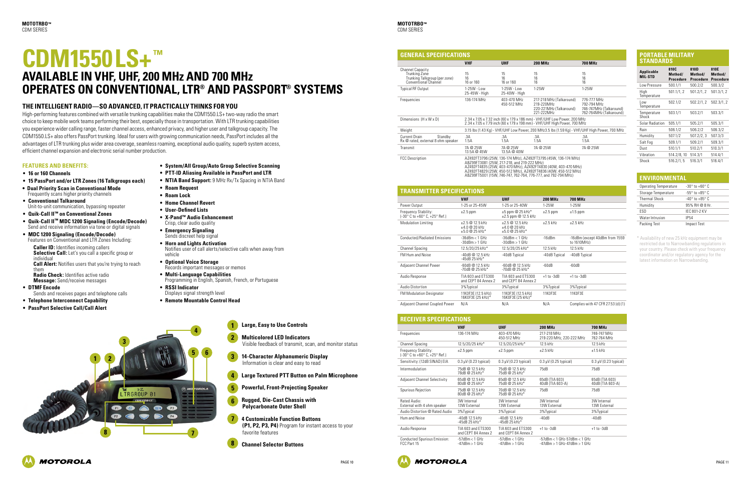# CDM1550 LS+™

## AVAILABLE IN VHF, UHF, 200 MHz AND 700 MHz OPERATES ON CONVENTIONAL, LTR® AND PASSPORT® SYSTEMS

### THE INTELLIGENT RADIO—SO ADVANCED, IT PRACTICALLY THINKS FOR YOU

High-performing features combined with versatile trunking capabilities make the CDM1550.LS+ two-way radio the smart choice to keep mobile work teams performing their best, especially those in transportation. With LTR trunking capabilities you experience wider calling range, faster channel access, enhanced privacy, and higher user and talkgroup capacity. The CDM1550.LS+ also offers PassPort trunking. Ideal for users with growing communication needs, PassPort includes all the advantages of LTR trunking plus wider area coverage, seamless roaming, exceptional audio quality, superb system access, efficient channel expansion and electronic serial number production.

### FEATURES AND BENEFITS:

- **16 or 160 Channels**
- **15 PassPort and/or LTR Zones (16 Talkgroups each)**
- **Dual Priority Scan in Conventional Mode**
  Frequently scans higher priority channels
- **Conventional Talkaround**
  Unit-to-unit communication, bypassing repeater
- **Quik-Call II™ on Conventional Zones**
- **Quik-Call II™ MDC 1200 Signaling (Encode/Decode)**
  Send and receive information via tone or digital signals
- **MDC 1200 Signaling (Encode/Decode)**
  Features on Conventional and LTR Zones Including:
  **Caller ID:** Identifies incoming callers
  **Selective Call:** Let's you call a specific group or individual
  **Call Alert:** Notifies users that you're trying to reach them
  **Radio Check:** Identifies active radio
  **Message:** Send/receive messages
- **DTMF Encode**
  Sends and receives pages and telephone calls
- **Telephone Interconnect Capability**
- **PassPort Selective Call/Call Alert**
- **System/All Group/Auto Group Selective Scanning**
- **PTT-ID Aliasing Available in PassPort and LTR**
- **NTIA Band Support:** 9 MHz Rx/Tx Spacing in NTIA Band
- **Roam Request**
- **Roam Lock**
- **Home Channel Revert**
- **User-Defined Lists**
- **X-Pand™ Audio Enhancement**
  Crisp, clear audio quality
- **Emergency Signaling**
  Sends discreet help signal
- **Horn and Lights Activation**
  Notifies user of call alerts/selective calls when away from vehicle
- **Optional Voice Storage**
  Records important messages or memos
- **Multi-Language Capabilities**
  Programming in English, Spanish, French, or Portuguese
- **RSSI Indicator**
  Displays signal strength level
- **Remote Mountable Control Head**

1. **Large, Easy to Use Controls**
2. **Multicolored LED Indicators**
   Visible feedback of transmit, scan, and monitor status
3. **14-Character Alphanumeric Display**
   Information is clear and easy to read
4. **Large Textured PTT Button on Palm Microphone**
5. **Powerful, Front-Projecting Speaker**
6. **Rugged, Die-Cast Chassis with Polycarbonate Outer Shell**
7. **4 Customizable Function Buttons (P1, P2, P3, P4)** Program for instant access to your favorite features
8. **Channel Selector Buttons**

## GENERAL SPECIFICATIONS

| | VHF | UHF | 200 MHz | 700 MHz |
|---|---|---|---|---|
| Channel Capacity<br>Trunking Zone<br>Trunking Talkgroup (per zone)<br>Conventional Channel | <br>15<br>16<br>16 or 160 | <br>15<br>16<br>16 or 160 | <br>15<br>16<br>16 | <br>15<br>16<br>16 |
| Typical RF Output | 1-25W - Low<br>25-45W - High | 1-25W - Low<br>25-40W - High | 1-25W | 1-25W |
| Frequencies | 136-174 MHz | 403-470 MHz<br>450-512 MHz | 217-218 MHz (Talkaround)<br>219-220MHz<br>220-221MHz (Talkaround)<br>221-222MHz | 776-777 MHz<br>792-794 MHz<br>746-747MHz (Talkaround)<br>762-764MHz (Talkaround) |
| Dimensions (H x W x D) | 2.34 x 7.05 x 7.32 inch (60 x 179 x 186 mm) - VHF/UHF Low Power, 200 MHz<br>2.34 x 7.05 x 7.79 inch (60 x 179 x 198 mm) - VHF/UHF High Power, 700 MHz | | | |
| Weight | 3.15 lbs (1.43 Kg) - VHF/UHF Low Power, 200 MHz3.5 lbs (1.59 Kg) - VHF/UHF High Power, 700 MHz | | | |
| Current Drain Standby<br>Rx @ rated, external 8 ohm speaker | .3A<br>1.5A | .3A<br>1.5A | .3A<br>1.5A | .3A<br>1.5A |
| Transmit | 7A @ 25W<br>13.5A @ 45W | 7A @ 25W<br>13.5A @ 40W | 7A @ 25W | 7A @ 25W |
| FCC Description | AZ492FT3796 (25W, 136-174 MHz), AZ492FT3795 (45W, 136-174 MHz)<br>ABZ99FT3081 (25W, 217-218, and 219-222 MHz)<br>AZ492FT4835 (25W, 403-470 MHz), AZ492FT4830 (40W, 403-470 MHz)<br>AZ492FT4829 (25W, 450-512 MHz), AZ492FT4836 (40W, 450-512 MHz)<br>ABZ99FT5001 (15W, 746-747, 762-764, 776-777, and 792-794 MHz) | | | |

## TRANSMITTER SPECIFICATIONS

| | VHF | UHF | 200 MHz | 700 MHz |
|---|---|---|---|---|
| Power Output | 1-25 or 25-45W | 1-25 or 25-40W | 1-25W | 1-25W |
| Frequency Stability:<br>(-30° C to +60° C, +25° Ref.) | ±2.5 ppm | ±5 ppm @ 25 kHz*<br>±2.5 ppm @ 12.5 kHz | ±2.5 ppm | ±1.5 ppm |
| Modulation Limiting | ±2.5 @ 12.5 kHz<br>±4.0 @ 20 kHz<br>±5.0 @ 25 kHz* | ±2.5 @ 12.5 kHz<br>±4.0 @ 20 kHz<br>±5.0 @ 25 kHz* | ±2.5 kHz | ±2.5 kHz |
| Conducted/Radiated Emissions | -36dBm < 1 GHz<br>-30dBm > 1 GHz | -36dBm < 1 GHz<br>-30dBm > 1 GHz | -16dBm | -16dBm (except 40dBm from 1559 to 1610MHz) |
| Channel Spacing | 12.5/20/25 kHz* | 12.5/20/25 kHz* | 12.5 kHz | 12.5 kHz |
| FM Hum and Noise | -40dB @ 12.5 kHz<br>-45dB 25 kHz* | -40dB Typical | -40dB Typical | -40dB Typical |
| Adjacent Channel Power | -60dB @ 12.5 kHz<br>-70dB @ 25 kHz* | -60dB @ 12.5 kHz<br>-70dB @ 25 kHz* | -60dB | -60dB |
| Audio Response | TIA 603 and ETS300 and CEPT 84 Annex 2 | TIA 603 and ETS300 and CEPT 84 Annex 2 | +1 to -3dB | +1 to -3dB |
| Audio Distortion | 3%Typical | 3%Typical | 3%Typical | 3%Typical |
| FM Modulation Designator | 11K0F3E (12.5 kHz)<br>16K0F3E (25 kHz)* | 11K0F3E (12.5 kHz)<br>16K0F3E (25 kHz)* | 11K0F3E | 11K0F3E |
| Adjacent Channel Coupled Power | N/A | N/A | N/A | Complies with 47 CFR 27.53 (d) (1) |

## RECEIVER SPECIFICATIONS

| | VHF | UHF | 200 MHz | 700 MHz |
|---|---|---|---|---|
| Frequencies | 136-174 MHz | 403-470 MHz<br>450-512 MHz | 217-218 MHz<br>219-220 MHz, 220-222 MHz | 746-747 MHz<br>762-764 MHz |
| Channel Spacing | 12.5/20/25 kHz* | 12.5/20/25 kHz* | 12.5 kHz | 12.5 kHz |
| Frequency Stability:<br>(-30° C to +60° C, +25° Ref.) | ±2.5 ppm | ±2.5 ppm | ±2.5 kHz | ±1.5 kHz |
| Sensitivity: (12dB SINAD) EIA | 0.3 µV (0.23 typical) | 0.3 µV (0.23 typical) | 0.3 µV (0.25 typical) | 0.3 µV (0.23 typical) |
| Intermodulation | 75dB @ 12.5 kHz<br>78dB @ 25 kHz* | 75dB @ 12.5 kHz<br>75dB @ 25 kHz* | 75dB | 75dB |
| Adjacent Channel Selectivity | 65dB @ 12.5 kHz<br>80dB @ 25 kHz* | 65dB @ 12.5 kHz<br>75dB @ 25 kHz* | 65dB (TIA 603)<br>40dB (TIA 603-A) | 65dB (TIA 603)<br>40dB (TIA 603-A) |
| Spurious Rejection | 75dB @ 12.5 kHz<br>80dB @ 25 kHz* | 70dB @ 12.5 kHz<br>75dB @ 25 kHz* | 75dB | 75dB |
| Rated Audio:<br>External with 4 ohm speaker | 3W Internal<br>13W External | 3W Internal<br>13W External | 3W Internal<br>13W External | 3W Internal<br>13W External |
| Audio Distortion @ Rated Audio | 3%Typical | 3%Typical | 3%Typical | 3%Typical |
| Hum and Noise | -40dB 12.5 kHz<br>-45dB 25 kHz* | -40dB 12.5 kHz<br>-45dB 25 kHz* | -40dB | -40dB |
| Audio Response | TIA 603 and ETS300 and CEPT 84 Annex 2 | TIA 603 and ETS300 and CEPT 84 Annex 2 | +1 to -3dB | +1 to -3dB |
| Conducted Spurious Emission:<br>FCC Part 15 | -57dBm < 1 GHz<br>-47dBm > 1 GHz | -57dBm < 1 GHz<br>-47dBm > 1 GHz | -57dBm < 1 GHz-57dBm < 1 GHz<br>-47dBm > 1 GHz-47dBm > 1 GHz | |

## PORTABLE MILITARY STANDARDS

| Applicable MIL-STD | 810C Method/ Procedure | 810D Method/ Procedure | 810E Method/ Procedure |
|---|---|---|---|
| Low Pressure | 500.1/1 | 500.2/2 | 500.3/2 |
| High Temperature | 501.1/1, 2 | 501.2/1, 2 | 501.3/1, 2 |
| Low Temperature | 502.1/2 | 502.2/1, 2 | 502.3/1, 2 |
| Temperature Shock | 503.1/1 | 503.2/1 | 503.3/1 |
| Solar Radiation | 505.1/1 | 505.2/1 | 505.3/1 |
| Rain | 506.1/2 | 506.2/2 | 506.3/2 |
| Humidity | 507.1/2 | 507.2/2, 3 | 507.3/3 |
| Salt Fog | 509.1/1 | 509.2/1 | 509.3/1 |
| Dust | 510.1/1 | 510.2/1 | 510.3/1 |
| Vibration | 514.2/8, 10 | 514.3/1 | 514.4/1 |
| Shock | 516.2/1, 5 | 516.3/1 | 516.4/1 |

## ENVIRONMENTAL

| | |
|---|---|
| Operating Temperature | -30° to +60° C |
| Storage Temperature | -55° to +85° C |
| Thermal Shock | -40° to +85° C |
| Humidity | 95% RH @ 8 Hr. |
| ESD | IEC 801-2 KV |
| Water Intrusion | IP54 |
| Packing Test | Impact Test |

* Availability of new 25 kHz equipment may be restricted due to Narrowbanding regulations in your country. Please check with your frequency coordinator and/or regulatory agency for the latest information on Narrowbanding.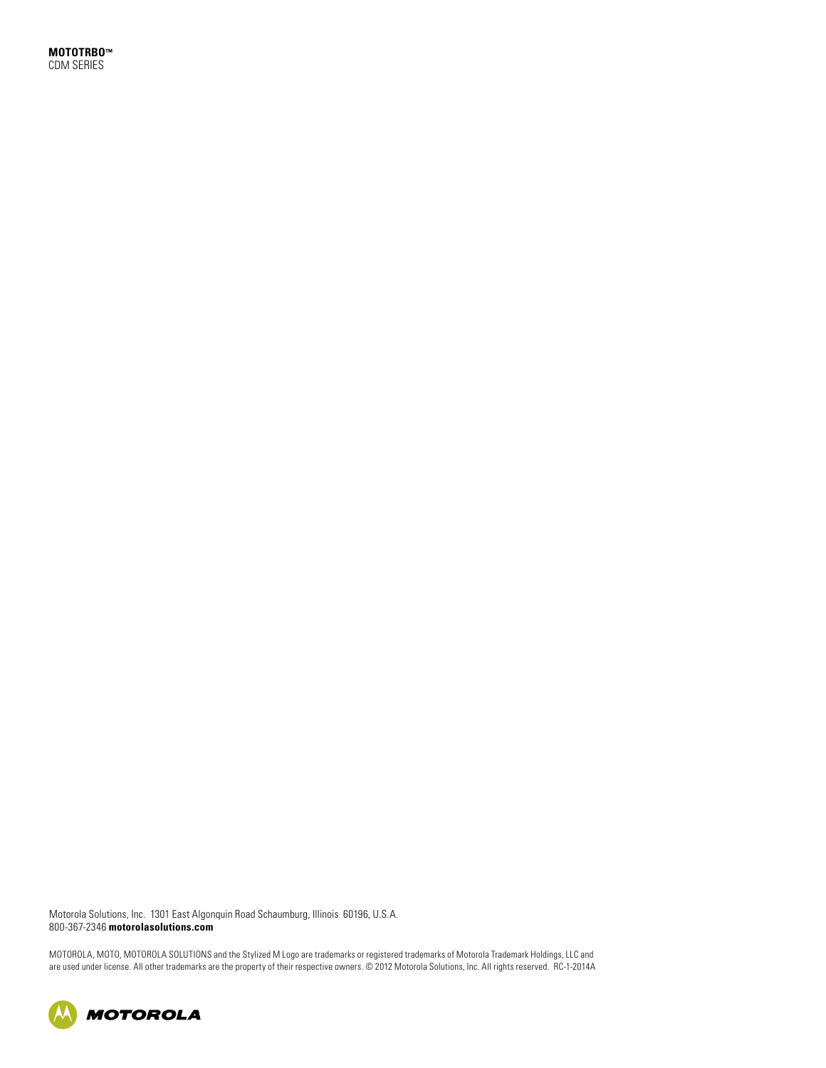Motorola Solutions, Inc. 1301 East Algonquin Road Schaumburg, Illinois 60196, U.S.A.
800-367-2346 **motorolasolutions.com**

MOTOROLA, MOTO, MOTOROLA SOLUTIONS and the Stylized M Logo are trademarks or registered trademarks of Motorola Trademark Holdings, LLC and are used under license. All other trademarks are the property of their respective owners. © 2012 Motorola Solutions, Inc. All rights reserved. RC-1-2014A

MOTOROLA